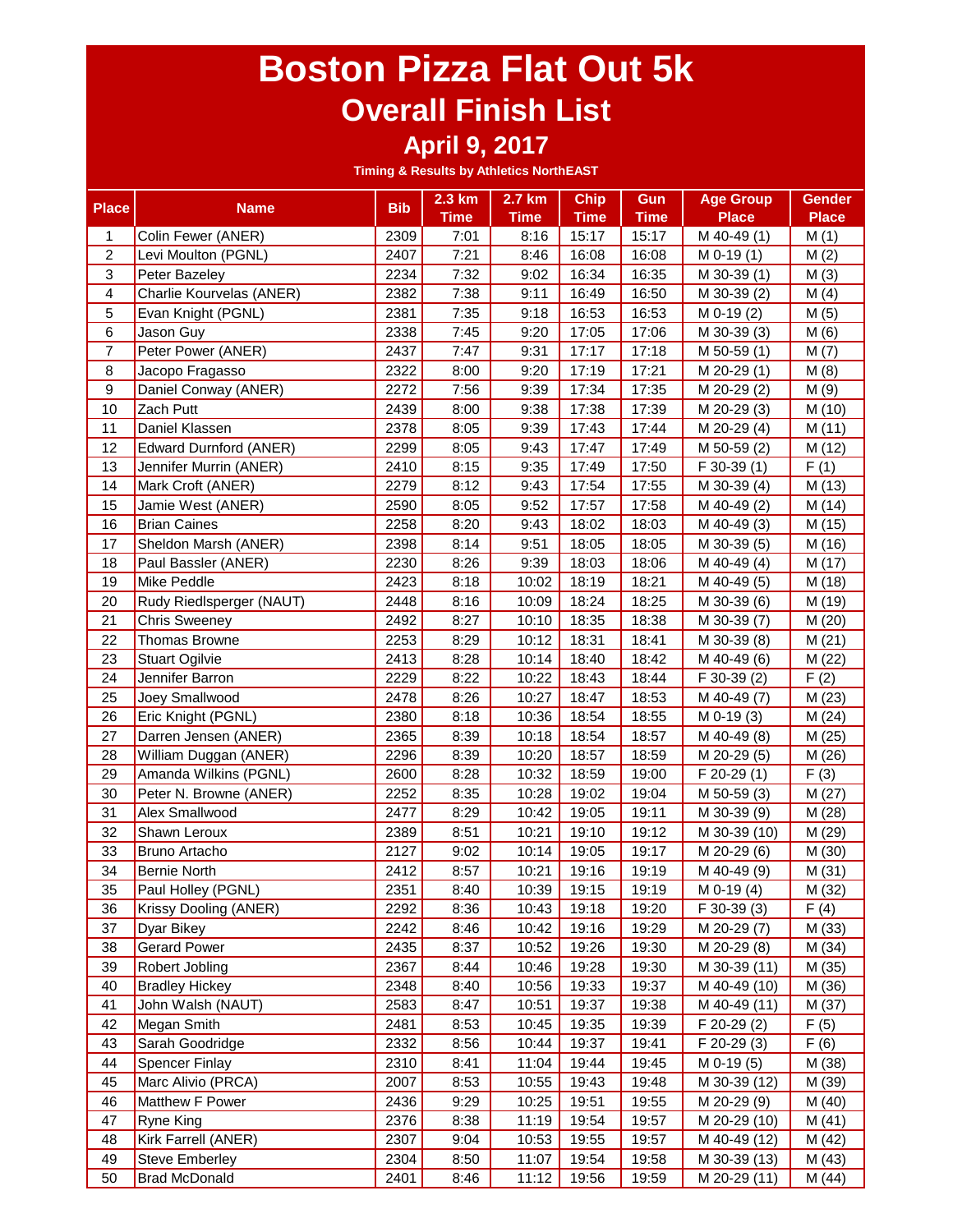# Boston Pizza Flat Out 5k

## Overall Finish List

### April 9, 2017

**Timing & Results by Athletics NorthEAST**

| Place | Name | Bib | 2.3 km Time | 2.7 km Time | Chip Time | Gun Time | Age Group Place | Gender Place |
|---|---|---|---|---|---|---|---|---|
| 1 | Colin Fewer (ANER) | 2309 | 7:01 | 8:16 | 15:17 | 15:17 | M 40-49 (1) | M (1) |
| 2 | Levi Moulton (PGNL) | 2407 | 7:21 | 8:46 | 16:08 | 16:08 | M 0-19 (1) | M (2) |
| 3 | Peter Bazeley | 2234 | 7:32 | 9:02 | 16:34 | 16:35 | M 30-39 (1) | M (3) |
| 4 | Charlie Kourvelas (ANER) | 2382 | 7:38 | 9:11 | 16:49 | 16:50 | M 30-39 (2) | M (4) |
| 5 | Evan Knight (PGNL) | 2381 | 7:35 | 9:18 | 16:53 | 16:53 | M 0-19 (2) | M (5) |
| 6 | Jason Guy | 2338 | 7:45 | 9:20 | 17:05 | 17:06 | M 30-39 (3) | M (6) |
| 7 | Peter Power (ANER) | 2437 | 7:47 | 9:31 | 17:17 | 17:18 | M 50-59 (1) | M (7) |
| 8 | Jacopo Fragasso | 2322 | 8:00 | 9:20 | 17:19 | 17:21 | M 20-29 (1) | M (8) |
| 9 | Daniel Conway (ANER) | 2272 | 7:56 | 9:39 | 17:34 | 17:35 | M 20-29 (2) | M (9) |
| 10 | Zach Putt | 2439 | 8:00 | 9:38 | 17:38 | 17:39 | M 20-29 (3) | M (10) |
| 11 | Daniel Klassen | 2378 | 8:05 | 9:39 | 17:43 | 17:44 | M 20-29 (4) | M (11) |
| 12 | Edward Durnford (ANER) | 2299 | 8:05 | 9:43 | 17:47 | 17:49 | M 50-59 (2) | M (12) |
| 13 | Jennifer Murrin (ANER) | 2410 | 8:15 | 9:35 | 17:49 | 17:50 | F 30-39 (1) | F (1) |
| 14 | Mark Croft (ANER) | 2279 | 8:12 | 9:43 | 17:54 | 17:55 | M 30-39 (4) | M (13) |
| 15 | Jamie West (ANER) | 2590 | 8:05 | 9:52 | 17:57 | 17:58 | M 40-49 (2) | M (14) |
| 16 | Brian Caines | 2258 | 8:20 | 9:43 | 18:02 | 18:03 | M 40-49 (3) | M (15) |
| 17 | Sheldon Marsh (ANER) | 2398 | 8:14 | 9:51 | 18:05 | 18:05 | M 30-39 (5) | M (16) |
| 18 | Paul Bassler (ANER) | 2230 | 8:26 | 9:39 | 18:03 | 18:06 | M 40-49 (4) | M (17) |
| 19 | Mike Peddle | 2423 | 8:18 | 10:02 | 18:19 | 18:21 | M 40-49 (5) | M (18) |
| 20 | Rudy Riedlsperger (NAUT) | 2448 | 8:16 | 10:09 | 18:24 | 18:25 | M 30-39 (6) | M (19) |
| 21 | Chris Sweeney | 2492 | 8:27 | 10:10 | 18:35 | 18:38 | M 30-39 (7) | M (20) |
| 22 | Thomas Browne | 2253 | 8:29 | 10:12 | 18:31 | 18:41 | M 30-39 (8) | M (21) |
| 23 | Stuart Ogilvie | 2413 | 8:28 | 10:14 | 18:40 | 18:42 | M 40-49 (6) | M (22) |
| 24 | Jennifer Barron | 2229 | 8:22 | 10:22 | 18:43 | 18:44 | F 30-39 (2) | F (2) |
| 25 | Joey Smallwood | 2478 | 8:26 | 10:27 | 18:47 | 18:53 | M 40-49 (7) | M (23) |
| 26 | Eric Knight (PGNL) | 2380 | 8:18 | 10:36 | 18:54 | 18:55 | M 0-19 (3) | M (24) |
| 27 | Darren Jensen (ANER) | 2365 | 8:39 | 10:18 | 18:54 | 18:57 | M 40-49 (8) | M (25) |
| 28 | William Duggan (ANER) | 2296 | 8:39 | 10:20 | 18:57 | 18:59 | M 20-29 (5) | M (26) |
| 29 | Amanda Wilkins (PGNL) | 2600 | 8:28 | 10:32 | 18:59 | 19:00 | F 20-29 (1) | F (3) |
| 30 | Peter N. Browne (ANER) | 2252 | 8:35 | 10:28 | 19:02 | 19:04 | M 50-59 (3) | M (27) |
| 31 | Alex Smallwood | 2477 | 8:29 | 10:42 | 19:05 | 19:11 | M 30-39 (9) | M (28) |
| 32 | Shawn Leroux | 2389 | 8:51 | 10:21 | 19:10 | 19:12 | M 30-39 (10) | M (29) |
| 33 | Bruno Artacho | 2127 | 9:02 | 10:14 | 19:05 | 19:17 | M 20-29 (6) | M (30) |
| 34 | Bernie North | 2412 | 8:57 | 10:21 | 19:16 | 19:19 | M 40-49 (9) | M (31) |
| 35 | Paul Holley (PGNL) | 2351 | 8:40 | 10:39 | 19:15 | 19:19 | M 0-19 (4) | M (32) |
| 36 | Krissy Dooling (ANER) | 2292 | 8:36 | 10:43 | 19:18 | 19:20 | F 30-39 (3) | F (4) |
| 37 | Dyar Bikey | 2242 | 8:46 | 10:42 | 19:16 | 19:29 | M 20-29 (7) | M (33) |
| 38 | Gerard Power | 2435 | 8:37 | 10:52 | 19:26 | 19:30 | M 20-29 (8) | M (34) |
| 39 | Robert Jobling | 2367 | 8:44 | 10:46 | 19:28 | 19:30 | M 30-39 (11) | M (35) |
| 40 | Bradley Hickey | 2348 | 8:40 | 10:56 | 19:33 | 19:37 | M 40-49 (10) | M (36) |
| 41 | John Walsh (NAUT) | 2583 | 8:47 | 10:51 | 19:37 | 19:38 | M 40-49 (11) | M (37) |
| 42 | Megan Smith | 2481 | 8:53 | 10:45 | 19:35 | 19:39 | F 20-29 (2) | F (5) |
| 43 | Sarah Goodridge | 2332 | 8:56 | 10:44 | 19:37 | 19:41 | F 20-29 (3) | F (6) |
| 44 | Spencer Finlay | 2310 | 8:41 | 11:04 | 19:44 | 19:45 | M 0-19 (5) | M (38) |
| 45 | Marc Alivio (PRCA) | 2007 | 8:53 | 10:55 | 19:43 | 19:48 | M 30-39 (12) | M (39) |
| 46 | Matthew F Power | 2436 | 9:29 | 10:25 | 19:51 | 19:55 | M 20-29 (9) | M (40) |
| 47 | Ryne King | 2376 | 8:38 | 11:19 | 19:54 | 19:57 | M 20-29 (10) | M (41) |
| 48 | Kirk Farrell (ANER) | 2307 | 9:04 | 10:53 | 19:55 | 19:57 | M 40-49 (12) | M (42) |
| 49 | Steve Emberley | 2304 | 8:50 | 11:07 | 19:54 | 19:58 | M 30-39 (13) | M (43) |
| 50 | Brad McDonald | 2401 | 8:46 | 11:12 | 19:56 | 19:59 | M 20-29 (11) | M (44) |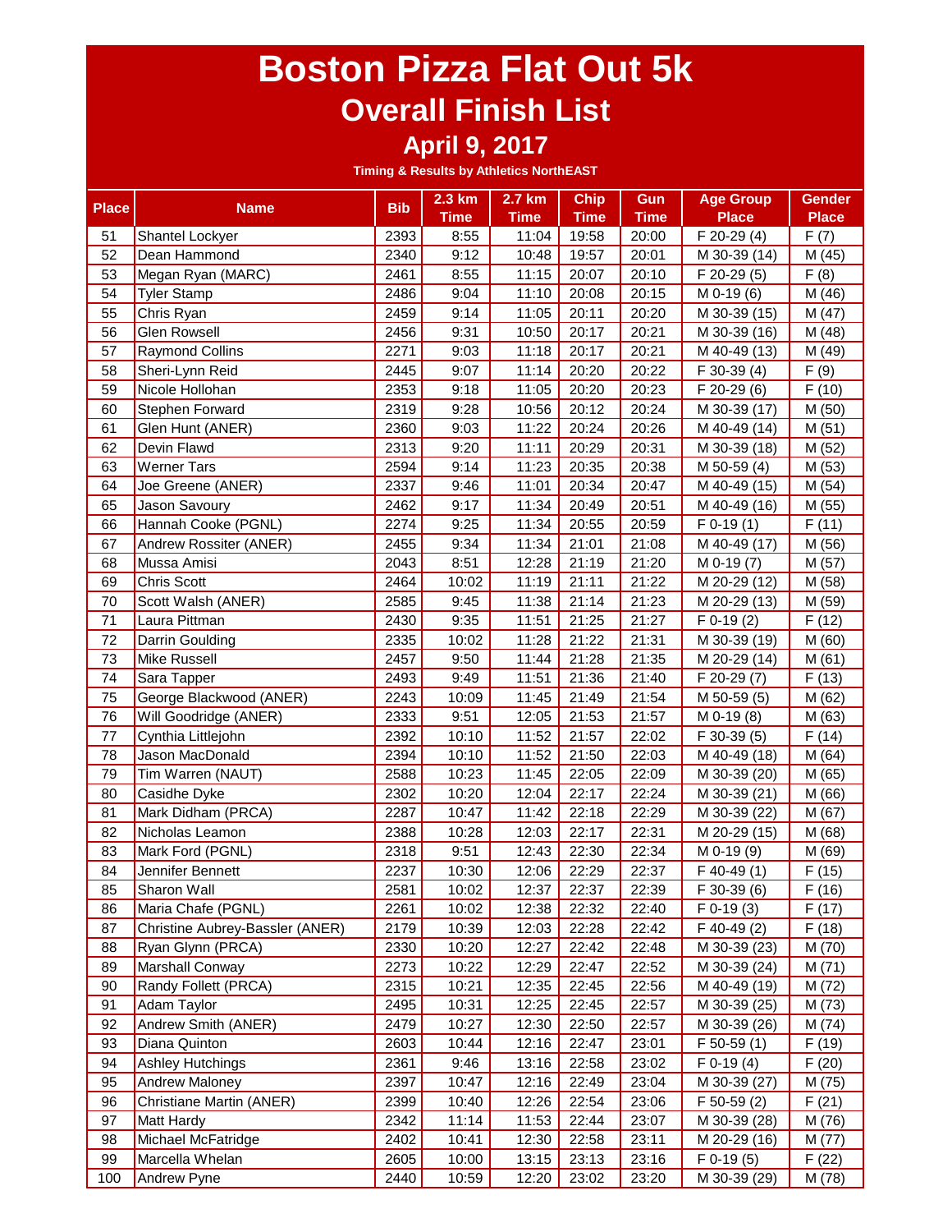# Boston Pizza Flat Out 5k

## Overall Finish List

### April 9, 2017

**Timing & Results by Athletics NorthEAST**

| Place | Name | Bib | 2.3 km Time | 2.7 km Time | Chip Time | Gun Time | Age Group Place | Gender Place |
|---|---|---|---|---|---|---|---|---|
| 51 | Shantel Lockyer | 2393 | 8:55 | 11:04 | 19:58 | 20:00 | F 20-29 (4) | F (7) |
| 52 | Dean Hammond | 2340 | 9:12 | 10:48 | 19:57 | 20:01 | M 30-39 (14) | M (45) |
| 53 | Megan Ryan (MARC) | 2461 | 8:55 | 11:15 | 20:07 | 20:10 | F 20-29 (5) | F (8) |
| 54 | Tyler Stamp | 2486 | 9:04 | 11:10 | 20:08 | 20:15 | M 0-19 (6) | M (46) |
| 55 | Chris Ryan | 2459 | 9:14 | 11:05 | 20:11 | 20:20 | M 30-39 (15) | M (47) |
| 56 | Glen Rowsell | 2456 | 9:31 | 10:50 | 20:17 | 20:21 | M 30-39 (16) | M (48) |
| 57 | Raymond Collins | 2271 | 9:03 | 11:18 | 20:17 | 20:21 | M 40-49 (13) | M (49) |
| 58 | Sheri-Lynn Reid | 2445 | 9:07 | 11:14 | 20:20 | 20:22 | F 30-39 (4) | F (9) |
| 59 | Nicole Hollohan | 2353 | 9:18 | 11:05 | 20:20 | 20:23 | F 20-29 (6) | F (10) |
| 60 | Stephen Forward | 2319 | 9:28 | 10:56 | 20:12 | 20:24 | M 30-39 (17) | M (50) |
| 61 | Glen Hunt (ANER) | 2360 | 9:03 | 11:22 | 20:24 | 20:26 | M 40-49 (14) | M (51) |
| 62 | Devin Flawd | 2313 | 9:20 | 11:11 | 20:29 | 20:31 | M 30-39 (18) | M (52) |
| 63 | Werner Tars | 2594 | 9:14 | 11:23 | 20:35 | 20:38 | M 50-59 (4) | M (53) |
| 64 | Joe Greene (ANER) | 2337 | 9:46 | 11:01 | 20:34 | 20:47 | M 40-49 (15) | M (54) |
| 65 | Jason Savoury | 2462 | 9:17 | 11:34 | 20:49 | 20:51 | M 40-49 (16) | M (55) |
| 66 | Hannah Cooke (PGNL) | 2274 | 9:25 | 11:34 | 20:55 | 20:59 | F 0-19 (1) | F (11) |
| 67 | Andrew Rossiter (ANER) | 2455 | 9:34 | 11:34 | 21:01 | 21:08 | M 40-49 (17) | M (56) |
| 68 | Mussa Amisi | 2043 | 8:51 | 12:28 | 21:19 | 21:20 | M 0-19 (7) | M (57) |
| 69 | Chris Scott | 2464 | 10:02 | 11:19 | 21:11 | 21:22 | M 20-29 (12) | M (58) |
| 70 | Scott Walsh (ANER) | 2585 | 9:45 | 11:38 | 21:14 | 21:23 | M 20-29 (13) | M (59) |
| 71 | Laura Pittman | 2430 | 9:35 | 11:51 | 21:25 | 21:27 | F 0-19 (2) | F (12) |
| 72 | Darrin Goulding | 2335 | 10:02 | 11:28 | 21:22 | 21:31 | M 30-39 (19) | M (60) |
| 73 | Mike Russell | 2457 | 9:50 | 11:44 | 21:28 | 21:35 | M 20-29 (14) | M (61) |
| 74 | Sara Tapper | 2493 | 9:49 | 11:51 | 21:36 | 21:40 | F 20-29 (7) | F (13) |
| 75 | George Blackwood (ANER) | 2243 | 10:09 | 11:45 | 21:49 | 21:54 | M 50-59 (5) | M (62) |
| 76 | Will Goodridge (ANER) | 2333 | 9:51 | 12:05 | 21:53 | 21:57 | M 0-19 (8) | M (63) |
| 77 | Cynthia Littlejohn | 2392 | 10:10 | 11:52 | 21:57 | 22:02 | F 30-39 (5) | F (14) |
| 78 | Jason MacDonald | 2394 | 10:10 | 11:52 | 21:50 | 22:03 | M 40-49 (18) | M (64) |
| 79 | Tim Warren (NAUT) | 2588 | 10:23 | 11:45 | 22:05 | 22:09 | M 30-39 (20) | M (65) |
| 80 | Casidhe Dyke | 2302 | 10:20 | 12:04 | 22:17 | 22:24 | M 30-39 (21) | M (66) |
| 81 | Mark Didham (PRCA) | 2287 | 10:47 | 11:42 | 22:18 | 22:29 | M 30-39 (22) | M (67) |
| 82 | Nicholas Leamon | 2388 | 10:28 | 12:03 | 22:17 | 22:31 | M 20-29 (15) | M (68) |
| 83 | Mark Ford (PGNL) | 2318 | 9:51 | 12:43 | 22:30 | 22:34 | M 0-19 (9) | M (69) |
| 84 | Jennifer Bennett | 2237 | 10:30 | 12:06 | 22:29 | 22:37 | F 40-49 (1) | F (15) |
| 85 | Sharon Wall | 2581 | 10:02 | 12:37 | 22:37 | 22:39 | F 30-39 (6) | F (16) |
| 86 | Maria Chafe (PGNL) | 2261 | 10:02 | 12:38 | 22:32 | 22:40 | F 0-19 (3) | F (17) |
| 87 | Christine Aubrey-Bassler (ANER) | 2179 | 10:39 | 12:03 | 22:28 | 22:42 | F 40-49 (2) | F (18) |
| 88 | Ryan Glynn (PRCA) | 2330 | 10:20 | 12:27 | 22:42 | 22:48 | M 30-39 (23) | M (70) |
| 89 | Marshall Conway | 2273 | 10:22 | 12:29 | 22:47 | 22:52 | M 30-39 (24) | M (71) |
| 90 | Randy Follett (PRCA) | 2315 | 10:21 | 12:35 | 22:45 | 22:56 | M 40-49 (19) | M (72) |
| 91 | Adam Taylor | 2495 | 10:31 | 12:25 | 22:45 | 22:57 | M 30-39 (25) | M (73) |
| 92 | Andrew Smith (ANER) | 2479 | 10:27 | 12:30 | 22:50 | 22:57 | M 30-39 (26) | M (74) |
| 93 | Diana Quinton | 2603 | 10:44 | 12:16 | 22:47 | 23:01 | F 50-59 (1) | F (19) |
| 94 | Ashley Hutchings | 2361 | 9:46 | 13:16 | 22:58 | 23:02 | F 0-19 (4) | F (20) |
| 95 | Andrew Maloney | 2397 | 10:47 | 12:16 | 22:49 | 23:04 | M 30-39 (27) | M (75) |
| 96 | Christiane Martin (ANER) | 2399 | 10:40 | 12:26 | 22:54 | 23:06 | F 50-59 (2) | F (21) |
| 97 | Matt Hardy | 2342 | 11:14 | 11:53 | 22:44 | 23:07 | M 30-39 (28) | M (76) |
| 98 | Michael McFatridge | 2402 | 10:41 | 12:30 | 22:58 | 23:11 | M 20-29 (16) | M (77) |
| 99 | Marcella Whelan | 2605 | 10:00 | 13:15 | 23:13 | 23:16 | F 0-19 (5) | F (22) |
| 100 | Andrew Pyne | 2440 | 10:59 | 12:20 | 23:02 | 23:20 | M 30-39 (29) | M (78) |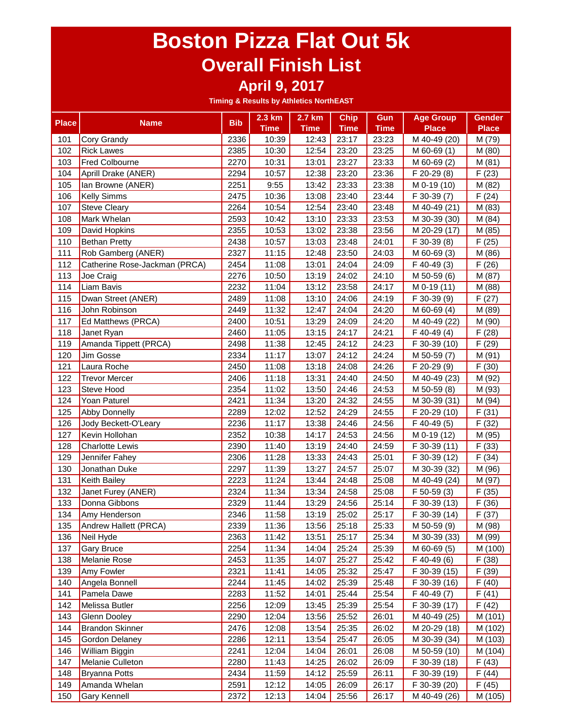# Boston Pizza Flat Out 5k

## Overall Finish List

### April 9, 2017

**Timing & Results by Athletics NorthEAST**

| Place | Name | Bib | 2.3 km Time | 2.7 km Time | Chip Time | Gun Time | Age Group Place | Gender Place |
|---|---|---|---|---|---|---|---|---|
| 101 | Cory Grandy | 2336 | 10:39 | 12:43 | 23:17 | 23:23 | M 40-49 (20) | M (79) |
| 102 | Rick Lawes | 2385 | 10:30 | 12:54 | 23:20 | 23:25 | M 60-69 (1) | M (80) |
| 103 | Fred Colbourne | 2270 | 10:31 | 13:01 | 23:27 | 23:33 | M 60-69 (2) | M (81) |
| 104 | Aprill Drake (ANER) | 2294 | 10:57 | 12:38 | 23:20 | 23:36 | F 20-29 (8) | F (23) |
| 105 | Ian Browne (ANER) | 2251 | 9:55 | 13:42 | 23:33 | 23:38 | M 0-19 (10) | M (82) |
| 106 | Kelly Simms | 2475 | 10:36 | 13:08 | 23:40 | 23:44 | F 30-39 (7) | F (24) |
| 107 | Steve Cleary | 2264 | 10:54 | 12:54 | 23:40 | 23:48 | M 40-49 (21) | M (83) |
| 108 | Mark Whelan | 2593 | 10:42 | 13:10 | 23:33 | 23:53 | M 30-39 (30) | M (84) |
| 109 | David Hopkins | 2355 | 10:53 | 13:02 | 23:38 | 23:56 | M 20-29 (17) | M (85) |
| 110 | Bethan Pretty | 2438 | 10:57 | 13:03 | 23:48 | 24:01 | F 30-39 (8) | F (25) |
| 111 | Rob Gamberg (ANER) | 2327 | 11:15 | 12:48 | 23:50 | 24:03 | M 60-69 (3) | M (86) |
| 112 | Catherine Rose-Jackman (PRCA) | 2454 | 11:08 | 13:01 | 24:04 | 24:09 | F 40-49 (3) | F (26) |
| 113 | Joe Craig | 2276 | 10:50 | 13:19 | 24:02 | 24:10 | M 50-59 (6) | M (87) |
| 114 | Liam Bavis | 2232 | 11:04 | 13:12 | 23:58 | 24:17 | M 0-19 (11) | M (88) |
| 115 | Dwan Street (ANER) | 2489 | 11:08 | 13:10 | 24:06 | 24:19 | F 30-39 (9) | F (27) |
| 116 | John Robinson | 2449 | 11:32 | 12:47 | 24:04 | 24:20 | M 60-69 (4) | M (89) |
| 117 | Ed Matthews (PRCA) | 2400 | 10:51 | 13:29 | 24:09 | 24:20 | M 40-49 (22) | M (90) |
| 118 | Janet Ryan | 2460 | 11:05 | 13:15 | 24:17 | 24:21 | F 40-49 (4) | F (28) |
| 119 | Amanda Tippett (PRCA) | 2498 | 11:38 | 12:45 | 24:12 | 24:23 | F 30-39 (10) | F (29) |
| 120 | Jim Gosse | 2334 | 11:17 | 13:07 | 24:12 | 24:24 | M 50-59 (7) | M (91) |
| 121 | Laura Roche | 2450 | 11:08 | 13:18 | 24:08 | 24:26 | F 20-29 (9) | F (30) |
| 122 | Trevor Mercer | 2406 | 11:18 | 13:31 | 24:40 | 24:50 | M 40-49 (23) | M (92) |
| 123 | Steve Hood | 2354 | 11:02 | 13:50 | 24:46 | 24:53 | M 50-59 (8) | M (93) |
| 124 | Yoan Paturel | 2421 | 11:34 | 13:20 | 24:32 | 24:55 | M 30-39 (31) | M (94) |
| 125 | Abby Donnelly | 2289 | 12:02 | 12:52 | 24:29 | 24:55 | F 20-29 (10) | F (31) |
| 126 | Jody Beckett-O'Leary | 2236 | 11:17 | 13:38 | 24:46 | 24:56 | F 40-49 (5) | F (32) |
| 127 | Kevin Hollohan | 2352 | 10:38 | 14:17 | 24:53 | 24:56 | M 0-19 (12) | M (95) |
| 128 | Charlotte Lewis | 2390 | 11:40 | 13:19 | 24:40 | 24:59 | F 30-39 (11) | F (33) |
| 129 | Jennifer Fahey | 2306 | 11:28 | 13:33 | 24:43 | 25:01 | F 30-39 (12) | F (34) |
| 130 | Jonathan Duke | 2297 | 11:39 | 13:27 | 24:57 | 25:07 | M 30-39 (32) | M (96) |
| 131 | Keith Bailey | 2223 | 11:24 | 13:44 | 24:48 | 25:08 | M 40-49 (24) | M (97) |
| 132 | Janet Furey (ANER) | 2324 | 11:34 | 13:34 | 24:58 | 25:08 | F 50-59 (3) | F (35) |
| 133 | Donna Gibbons | 2329 | 11:44 | 13:29 | 24:56 | 25:14 | F 30-39 (13) | F (36) |
| 134 | Amy Henderson | 2346 | 11:58 | 13:19 | 25:02 | 25:17 | F 30-39 (14) | F (37) |
| 135 | Andrew Hallett (PRCA) | 2339 | 11:36 | 13:56 | 25:18 | 25:33 | M 50-59 (9) | M (98) |
| 136 | Neil Hyde | 2363 | 11:42 | 13:51 | 25:17 | 25:34 | M 30-39 (33) | M (99) |
| 137 | Gary Bruce | 2254 | 11:34 | 14:04 | 25:24 | 25:39 | M 60-69 (5) | M (100) |
| 138 | Melanie Rose | 2453 | 11:35 | 14:07 | 25:27 | 25:42 | F 40-49 (6) | F (38) |
| 139 | Amy Fowler | 2321 | 11:41 | 14:05 | 25:32 | 25:47 | F 30-39 (15) | F (39) |
| 140 | Angela Bonnell | 2244 | 11:45 | 14:02 | 25:39 | 25:48 | F 30-39 (16) | F (40) |
| 141 | Pamela Dawe | 2283 | 11:52 | 14:01 | 25:44 | 25:54 | F 40-49 (7) | F (41) |
| 142 | Melissa Butler | 2256 | 12:09 | 13:45 | 25:39 | 25:54 | F 30-39 (17) | F (42) |
| 143 | Glenn Dooley | 2290 | 12:04 | 13:56 | 25:52 | 26:01 | M 40-49 (25) | M (101) |
| 144 | Brandon Skinner | 2476 | 12:08 | 13:54 | 25:35 | 26:02 | M 20-29 (18) | M (102) |
| 145 | Gordon Delaney | 2286 | 12:11 | 13:54 | 25:47 | 26:05 | M 30-39 (34) | M (103) |
| 146 | William Biggin | 2241 | 12:04 | 14:04 | 26:01 | 26:08 | M 50-59 (10) | M (104) |
| 147 | Melanie Culleton | 2280 | 11:43 | 14:25 | 26:02 | 26:09 | F 30-39 (18) | F (43) |
| 148 | Bryanna Potts | 2434 | 11:59 | 14:12 | 25:59 | 26:11 | F 30-39 (19) | F (44) |
| 149 | Amanda Whelan | 2591 | 12:12 | 14:05 | 26:09 | 26:17 | F 30-39 (20) | F (45) |
| 150 | Gary Kennell | 2372 | 12:13 | 14:04 | 25:56 | 26:17 | M 40-49 (26) | M (105) |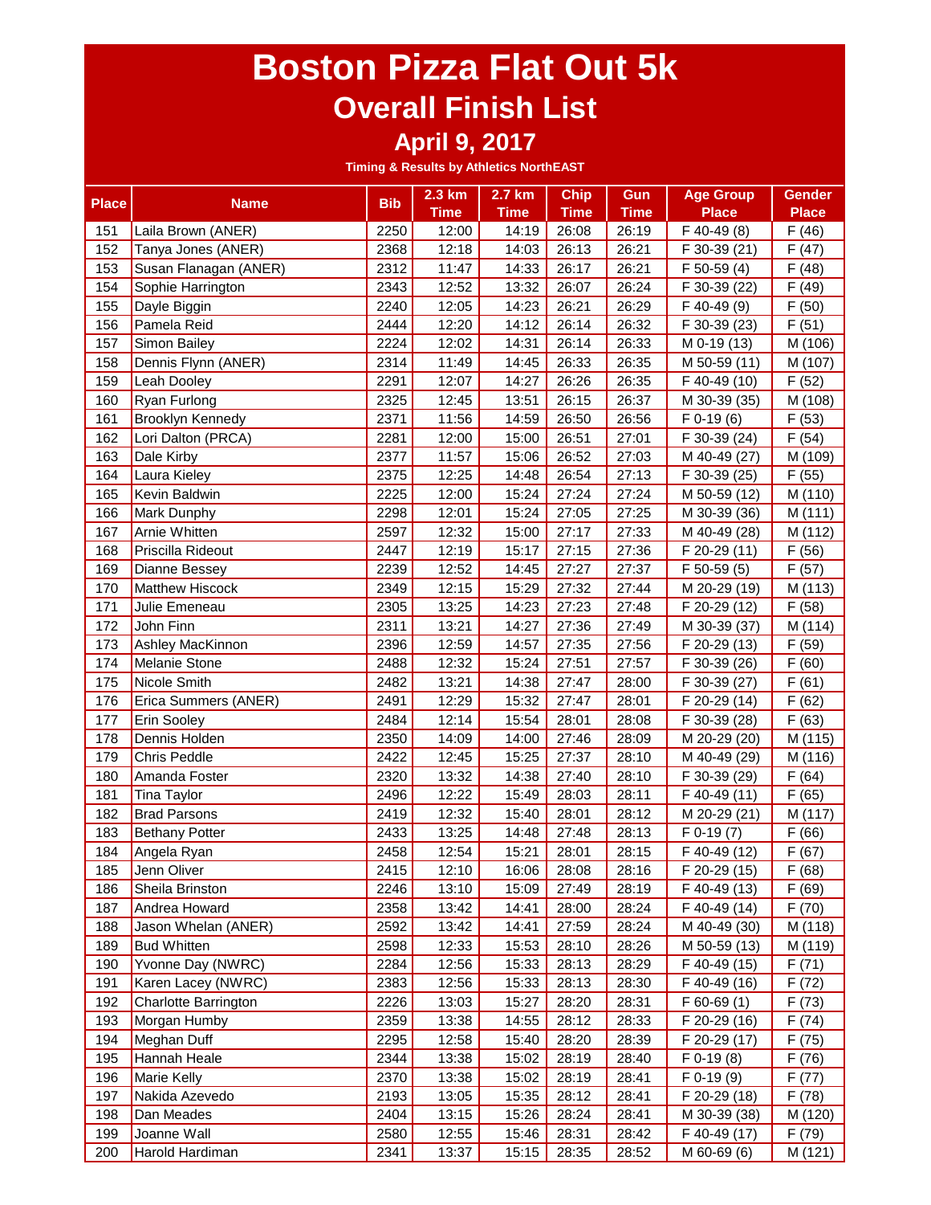# Boston Pizza Flat Out 5k

## Overall Finish List

### April 9, 2017

**Timing & Results by Athletics NorthEAST**

| Place | Name | Bib | 2.3 km Time | 2.7 km Time | Chip Time | Gun Time | Age Group Place | Gender Place |
|---|---|---|---|---|---|---|---|---|
| 151 | Laila Brown (ANER) | 2250 | 12:00 | 14:19 | 26:08 | 26:19 | F 40-49 (8) | F (46) |
| 152 | Tanya Jones (ANER) | 2368 | 12:18 | 14:03 | 26:13 | 26:21 | F 30-39 (21) | F (47) |
| 153 | Susan Flanagan (ANER) | 2312 | 11:47 | 14:33 | 26:17 | 26:21 | F 50-59 (4) | F (48) |
| 154 | Sophie Harrington | 2343 | 12:52 | 13:32 | 26:07 | 26:24 | F 30-39 (22) | F (49) |
| 155 | Dayle Biggin | 2240 | 12:05 | 14:23 | 26:21 | 26:29 | F 40-49 (9) | F (50) |
| 156 | Pamela Reid | 2444 | 12:20 | 14:12 | 26:14 | 26:32 | F 30-39 (23) | F (51) |
| 157 | Simon Bailey | 2224 | 12:02 | 14:31 | 26:14 | 26:33 | M 0-19 (13) | M (106) |
| 158 | Dennis Flynn (ANER) | 2314 | 11:49 | 14:45 | 26:33 | 26:35 | M 50-59 (11) | M (107) |
| 159 | Leah Dooley | 2291 | 12:07 | 14:27 | 26:26 | 26:35 | F 40-49 (10) | F (52) |
| 160 | Ryan Furlong | 2325 | 12:45 | 13:51 | 26:15 | 26:37 | M 30-39 (35) | M (108) |
| 161 | Brooklyn Kennedy | 2371 | 11:56 | 14:59 | 26:50 | 26:56 | F 0-19 (6) | F (53) |
| 162 | Lori Dalton (PRCA) | 2281 | 12:00 | 15:00 | 26:51 | 27:01 | F 30-39 (24) | F (54) |
| 163 | Dale Kirby | 2377 | 11:57 | 15:06 | 26:52 | 27:03 | M 40-49 (27) | M (109) |
| 164 | Laura Kieley | 2375 | 12:25 | 14:48 | 26:54 | 27:13 | F 30-39 (25) | F (55) |
| 165 | Kevin Baldwin | 2225 | 12:00 | 15:24 | 27:24 | 27:24 | M 50-59 (12) | M (110) |
| 166 | Mark Dunphy | 2298 | 12:01 | 15:24 | 27:05 | 27:25 | M 30-39 (36) | M (111) |
| 167 | Arnie Whitten | 2597 | 12:32 | 15:00 | 27:17 | 27:33 | M 40-49 (28) | M (112) |
| 168 | Priscilla Rideout | 2447 | 12:19 | 15:17 | 27:15 | 27:36 | F 20-29 (11) | F (56) |
| 169 | Dianne Bessey | 2239 | 12:52 | 14:45 | 27:27 | 27:37 | F 50-59 (5) | F (57) |
| 170 | Matthew Hiscock | 2349 | 12:15 | 15:29 | 27:32 | 27:44 | M 20-29 (19) | M (113) |
| 171 | Julie Emeneau | 2305 | 13:25 | 14:23 | 27:23 | 27:48 | F 20-29 (12) | F (58) |
| 172 | John Finn | 2311 | 13:21 | 14:27 | 27:36 | 27:49 | M 30-39 (37) | M (114) |
| 173 | Ashley MacKinnon | 2396 | 12:59 | 14:57 | 27:35 | 27:56 | F 20-29 (13) | F (59) |
| 174 | Melanie Stone | 2488 | 12:32 | 15:24 | 27:51 | 27:57 | F 30-39 (26) | F (60) |
| 175 | Nicole Smith | 2482 | 13:21 | 14:38 | 27:47 | 28:00 | F 30-39 (27) | F (61) |
| 176 | Erica Summers (ANER) | 2491 | 12:29 | 15:32 | 27:47 | 28:01 | F 20-29 (14) | F (62) |
| 177 | Erin Sooley | 2484 | 12:14 | 15:54 | 28:01 | 28:08 | F 30-39 (28) | F (63) |
| 178 | Dennis Holden | 2350 | 14:09 | 14:00 | 27:46 | 28:09 | M 20-29 (20) | M (115) |
| 179 | Chris Peddle | 2422 | 12:45 | 15:25 | 27:37 | 28:10 | M 40-49 (29) | M (116) |
| 180 | Amanda Foster | 2320 | 13:32 | 14:38 | 27:40 | 28:10 | F 30-39 (29) | F (64) |
| 181 | Tina Taylor | 2496 | 12:22 | 15:49 | 28:03 | 28:11 | F 40-49 (11) | F (65) |
| 182 | Brad Parsons | 2419 | 12:32 | 15:40 | 28:01 | 28:12 | M 20-29 (21) | M (117) |
| 183 | Bethany Potter | 2433 | 13:25 | 14:48 | 27:48 | 28:13 | F 0-19 (7) | F (66) |
| 184 | Angela Ryan | 2458 | 12:54 | 15:21 | 28:01 | 28:15 | F 40-49 (12) | F (67) |
| 185 | Jenn Oliver | 2415 | 12:10 | 16:06 | 28:08 | 28:16 | F 20-29 (15) | F (68) |
| 186 | Sheila Brinston | 2246 | 13:10 | 15:09 | 27:49 | 28:19 | F 40-49 (13) | F (69) |
| 187 | Andrea Howard | 2358 | 13:42 | 14:41 | 28:00 | 28:24 | F 40-49 (14) | F (70) |
| 188 | Jason Whelan (ANER) | 2592 | 13:42 | 14:41 | 27:59 | 28:24 | M 40-49 (30) | M (118) |
| 189 | Bud Whitten | 2598 | 12:33 | 15:53 | 28:10 | 28:26 | M 50-59 (13) | M (119) |
| 190 | Yvonne Day (NWRC) | 2284 | 12:56 | 15:33 | 28:13 | 28:29 | F 40-49 (15) | F (71) |
| 191 | Karen Lacey (NWRC) | 2383 | 12:56 | 15:33 | 28:13 | 28:30 | F 40-49 (16) | F (72) |
| 192 | Charlotte Barrington | 2226 | 13:03 | 15:27 | 28:20 | 28:31 | F 60-69 (1) | F (73) |
| 193 | Morgan Humby | 2359 | 13:38 | 14:55 | 28:12 | 28:33 | F 20-29 (16) | F (74) |
| 194 | Meghan Duff | 2295 | 12:58 | 15:40 | 28:20 | 28:39 | F 20-29 (17) | F (75) |
| 195 | Hannah Heale | 2344 | 13:38 | 15:02 | 28:19 | 28:40 | F 0-19 (8) | F (76) |
| 196 | Marie Kelly | 2370 | 13:38 | 15:02 | 28:19 | 28:41 | F 0-19 (9) | F (77) |
| 197 | Nakida Azevedo | 2193 | 13:05 | 15:35 | 28:12 | 28:41 | F 20-29 (18) | F (78) |
| 198 | Dan Meades | 2404 | 13:15 | 15:26 | 28:24 | 28:41 | M 30-39 (38) | M (120) |
| 199 | Joanne Wall | 2580 | 12:55 | 15:46 | 28:31 | 28:42 | F 40-49 (17) | F (79) |
| 200 | Harold Hardiman | 2341 | 13:37 | 15:15 | 28:35 | 28:52 | M 60-69 (6) | M (121) |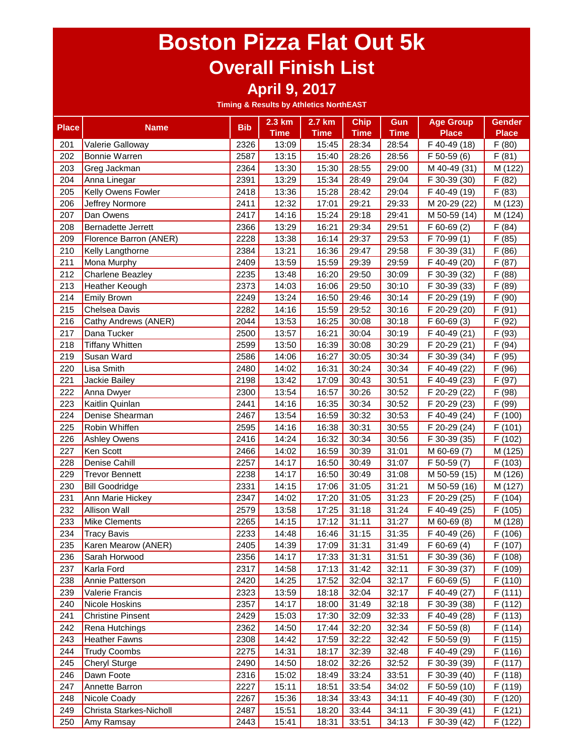# Boston Pizza Flat Out 5k

## Overall Finish List

### April 9, 2017

**Timing & Results by Athletics NorthEAST**

| Place | Name | Bib | 2.3 km Time | 2.7 km Time | Chip Time | Gun Time | Age Group Place | Gender Place |
|---|---|---|---|---|---|---|---|---|
| 201 | Valerie Galloway | 2326 | 13:09 | 15:45 | 28:34 | 28:54 | F 40-49 (18) | F (80) |
| 202 | Bonnie Warren | 2587 | 13:15 | 15:40 | 28:26 | 28:56 | F 50-59 (6) | F (81) |
| 203 | Greg Jackman | 2364 | 13:30 | 15:30 | 28:55 | 29:00 | M 40-49 (31) | M (122) |
| 204 | Anna Linegar | 2391 | 13:29 | 15:34 | 28:49 | 29:04 | F 30-39 (30) | F (82) |
| 205 | Kelly Owens Fowler | 2418 | 13:36 | 15:28 | 28:42 | 29:04 | F 40-49 (19) | F (83) |
| 206 | Jeffrey Normore | 2411 | 12:32 | 17:01 | 29:21 | 29:33 | M 20-29 (22) | M (123) |
| 207 | Dan Owens | 2417 | 14:16 | 15:24 | 29:18 | 29:41 | M 50-59 (14) | M (124) |
| 208 | Bernadette Jerrett | 2366 | 13:29 | 16:21 | 29:34 | 29:51 | F 60-69 (2) | F (84) |
| 209 | Florence Barron (ANER) | 2228 | 13:38 | 16:14 | 29:37 | 29:53 | F 70-99 (1) | F (85) |
| 210 | Kelly Langthorne | 2384 | 13:21 | 16:36 | 29:47 | 29:58 | F 30-39 (31) | F (86) |
| 211 | Mona Murphy | 2409 | 13:59 | 15:59 | 29:39 | 29:59 | F 40-49 (20) | F (87) |
| 212 | Charlene Beazley | 2235 | 13:48 | 16:20 | 29:50 | 30:09 | F 30-39 (32) | F (88) |
| 213 | Heather Keough | 2373 | 14:03 | 16:06 | 29:50 | 30:10 | F 30-39 (33) | F (89) |
| 214 | Emily Brown | 2249 | 13:24 | 16:50 | 29:46 | 30:14 | F 20-29 (19) | F (90) |
| 215 | Chelsea Davis | 2282 | 14:16 | 15:59 | 29:52 | 30:16 | F 20-29 (20) | F (91) |
| 216 | Cathy Andrews (ANER) | 2044 | 13:53 | 16:25 | 30:08 | 30:18 | F 60-69 (3) | F (92) |
| 217 | Dana Tucker | 2500 | 13:57 | 16:21 | 30:04 | 30:19 | F 40-49 (21) | F (93) |
| 218 | Tiffany Whitten | 2599 | 13:50 | 16:39 | 30:08 | 30:29 | F 20-29 (21) | F (94) |
| 219 | Susan Ward | 2586 | 14:06 | 16:27 | 30:05 | 30:34 | F 30-39 (34) | F (95) |
| 220 | Lisa Smith | 2480 | 14:02 | 16:31 | 30:24 | 30:34 | F 40-49 (22) | F (96) |
| 221 | Jackie Bailey | 2198 | 13:42 | 17:09 | 30:43 | 30:51 | F 40-49 (23) | F (97) |
| 222 | Anna Dwyer | 2300 | 13:54 | 16:57 | 30:26 | 30:52 | F 20-29 (22) | F (98) |
| 223 | Kaitlin Quinlan | 2441 | 14:16 | 16:35 | 30:34 | 30:52 | F 20-29 (23) | F (99) |
| 224 | Denise Shearman | 2467 | 13:54 | 16:59 | 30:32 | 30:53 | F 40-49 (24) | F (100) |
| 225 | Robin Whiffen | 2595 | 14:16 | 16:38 | 30:31 | 30:55 | F 20-29 (24) | F (101) |
| 226 | Ashley Owens | 2416 | 14:24 | 16:32 | 30:34 | 30:56 | F 30-39 (35) | F (102) |
| 227 | Ken Scott | 2466 | 14:02 | 16:59 | 30:39 | 31:01 | M 60-69 (7) | M (125) |
| 228 | Denise Cahill | 2257 | 14:17 | 16:50 | 30:49 | 31:07 | F 50-59 (7) | F (103) |
| 229 | Trevor Bennett | 2238 | 14:17 | 16:50 | 30:49 | 31:08 | M 50-59 (15) | M (126) |
| 230 | Bill Goodridge | 2331 | 14:15 | 17:06 | 31:05 | 31:21 | M 50-59 (16) | M (127) |
| 231 | Ann Marie Hickey | 2347 | 14:02 | 17:20 | 31:05 | 31:23 | F 20-29 (25) | F (104) |
| 232 | Allison Wall | 2579 | 13:58 | 17:25 | 31:18 | 31:24 | F 40-49 (25) | F (105) |
| 233 | Mike Clements | 2265 | 14:15 | 17:12 | 31:11 | 31:27 | M 60-69 (8) | M (128) |
| 234 | Tracy Bavis | 2233 | 14:48 | 16:46 | 31:15 | 31:35 | F 40-49 (26) | F (106) |
| 235 | Karen Mearow (ANER) | 2405 | 14:39 | 17:09 | 31:31 | 31:49 | F 60-69 (4) | F (107) |
| 236 | Sarah Horwood | 2356 | 14:17 | 17:33 | 31:31 | 31:51 | F 30-39 (36) | F (108) |
| 237 | Karla Ford | 2317 | 14:58 | 17:13 | 31:42 | 32:11 | F 30-39 (37) | F (109) |
| 238 | Annie Patterson | 2420 | 14:25 | 17:52 | 32:04 | 32:17 | F 60-69 (5) | F (110) |
| 239 | Valerie Francis | 2323 | 13:59 | 18:18 | 32:04 | 32:17 | F 40-49 (27) | F (111) |
| 240 | Nicole Hoskins | 2357 | 14:17 | 18:00 | 31:49 | 32:18 | F 30-39 (38) | F (112) |
| 241 | Christine Pinsent | 2429 | 15:03 | 17:30 | 32:09 | 32:33 | F 40-49 (28) | F (113) |
| 242 | Rena Hutchings | 2362 | 14:50 | 17:44 | 32:20 | 32:34 | F 50-59 (8) | F (114) |
| 243 | Heather Fawns | 2308 | 14:42 | 17:59 | 32:22 | 32:42 | F 50-59 (9) | F (115) |
| 244 | Trudy Coombs | 2275 | 14:31 | 18:17 | 32:39 | 32:48 | F 40-49 (29) | F (116) |
| 245 | Cheryl Sturge | 2490 | 14:50 | 18:02 | 32:26 | 32:52 | F 30-39 (39) | F (117) |
| 246 | Dawn Foote | 2316 | 15:02 | 18:49 | 33:24 | 33:51 | F 30-39 (40) | F (118) |
| 247 | Annette Barron | 2227 | 15:11 | 18:51 | 33:54 | 34:02 | F 50-59 (10) | F (119) |
| 248 | Nicole Coady | 2267 | 15:36 | 18:34 | 33:43 | 34:11 | F 40-49 (30) | F (120) |
| 249 | Christa Starkes-Nicholl | 2487 | 15:51 | 18:20 | 33:44 | 34:11 | F 30-39 (41) | F (121) |
| 250 | Amy Ramsay | 2443 | 15:41 | 18:31 | 33:51 | 34:13 | F 30-39 (42) | F (122) |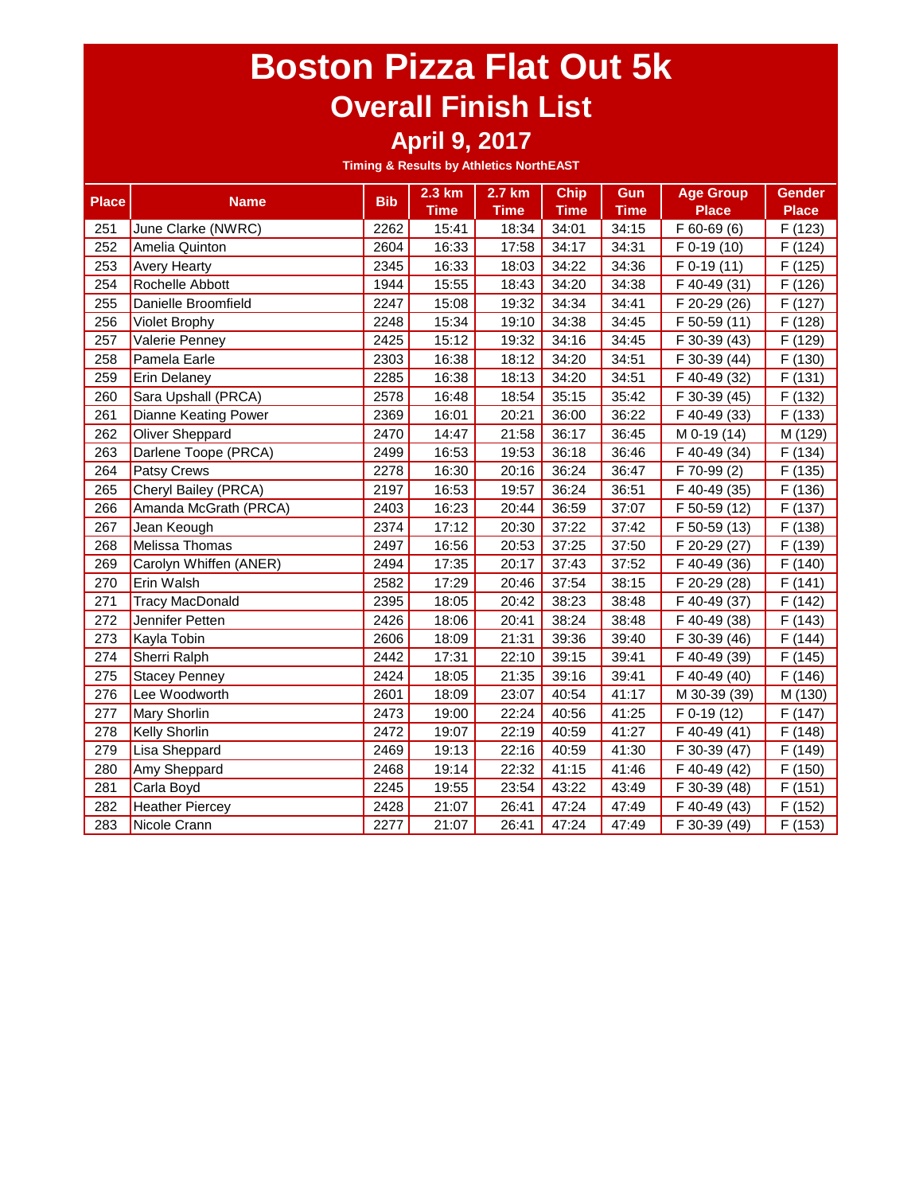# Boston Pizza Flat Out 5k

## Overall Finish List

### April 9, 2017

**Timing & Results by Athletics NorthEAST**

| Place | Name | Bib | 2.3 km Time | 2.7 km Time | Chip Time | Gun Time | Age Group Place | Gender Place |
|---|---|---|---|---|---|---|---|---|
| 251 | June Clarke (NWRC) | 2262 | 15:41 | 18:34 | 34:01 | 34:15 | F 60-69 (6) | F (123) |
| 252 | Amelia Quinton | 2604 | 16:33 | 17:58 | 34:17 | 34:31 | F 0-19 (10) | F (124) |
| 253 | Avery Hearty | 2345 | 16:33 | 18:03 | 34:22 | 34:36 | F 0-19 (11) | F (125) |
| 254 | Rochelle Abbott | 1944 | 15:55 | 18:43 | 34:20 | 34:38 | F 40-49 (31) | F (126) |
| 255 | Danielle Broomfield | 2247 | 15:08 | 19:32 | 34:34 | 34:41 | F 20-29 (26) | F (127) |
| 256 | Violet Brophy | 2248 | 15:34 | 19:10 | 34:38 | 34:45 | F 50-59 (11) | F (128) |
| 257 | Valerie Penney | 2425 | 15:12 | 19:32 | 34:16 | 34:45 | F 30-39 (43) | F (129) |
| 258 | Pamela Earle | 2303 | 16:38 | 18:12 | 34:20 | 34:51 | F 30-39 (44) | F (130) |
| 259 | Erin Delaney | 2285 | 16:38 | 18:13 | 34:20 | 34:51 | F 40-49 (32) | F (131) |
| 260 | Sara Upshall (PRCA) | 2578 | 16:48 | 18:54 | 35:15 | 35:42 | F 30-39 (45) | F (132) |
| 261 | Dianne Keating Power | 2369 | 16:01 | 20:21 | 36:00 | 36:22 | F 40-49 (33) | F (133) |
| 262 | Oliver Sheppard | 2470 | 14:47 | 21:58 | 36:17 | 36:45 | M 0-19 (14) | M (129) |
| 263 | Darlene Toope (PRCA) | 2499 | 16:53 | 19:53 | 36:18 | 36:46 | F 40-49 (34) | F (134) |
| 264 | Patsy Crews | 2278 | 16:30 | 20:16 | 36:24 | 36:47 | F 70-99 (2) | F (135) |
| 265 | Cheryl Bailey (PRCA) | 2197 | 16:53 | 19:57 | 36:24 | 36:51 | F 40-49 (35) | F (136) |
| 266 | Amanda McGrath (PRCA) | 2403 | 16:23 | 20:44 | 36:59 | 37:07 | F 50-59 (12) | F (137) |
| 267 | Jean Keough | 2374 | 17:12 | 20:30 | 37:22 | 37:42 | F 50-59 (13) | F (138) |
| 268 | Melissa Thomas | 2497 | 16:56 | 20:53 | 37:25 | 37:50 | F 20-29 (27) | F (139) |
| 269 | Carolyn Whiffen (ANER) | 2494 | 17:35 | 20:17 | 37:43 | 37:52 | F 40-49 (36) | F (140) |
| 270 | Erin Walsh | 2582 | 17:29 | 20:46 | 37:54 | 38:15 | F 20-29 (28) | F (141) |
| 271 | Tracy MacDonald | 2395 | 18:05 | 20:42 | 38:23 | 38:48 | F 40-49 (37) | F (142) |
| 272 | Jennifer Petten | 2426 | 18:06 | 20:41 | 38:24 | 38:48 | F 40-49 (38) | F (143) |
| 273 | Kayla Tobin | 2606 | 18:09 | 21:31 | 39:36 | 39:40 | F 30-39 (46) | F (144) |
| 274 | Sherri Ralph | 2442 | 17:31 | 22:10 | 39:15 | 39:41 | F 40-49 (39) | F (145) |
| 275 | Stacey Penney | 2424 | 18:05 | 21:35 | 39:16 | 39:41 | F 40-49 (40) | F (146) |
| 276 | Lee Woodworth | 2601 | 18:09 | 23:07 | 40:54 | 41:17 | M 30-39 (39) | M (130) |
| 277 | Mary Shorlin | 2473 | 19:00 | 22:24 | 40:56 | 41:25 | F 0-19 (12) | F (147) |
| 278 | Kelly Shorlin | 2472 | 19:07 | 22:19 | 40:59 | 41:27 | F 40-49 (41) | F (148) |
| 279 | Lisa Sheppard | 2469 | 19:13 | 22:16 | 40:59 | 41:30 | F 30-39 (47) | F (149) |
| 280 | Amy Sheppard | 2468 | 19:14 | 22:32 | 41:15 | 41:46 | F 40-49 (42) | F (150) |
| 281 | Carla Boyd | 2245 | 19:55 | 23:54 | 43:22 | 43:49 | F 30-39 (48) | F (151) |
| 282 | Heather Piercey | 2428 | 21:07 | 26:41 | 47:24 | 47:49 | F 40-49 (43) | F (152) |
| 283 | Nicole Crann | 2277 | 21:07 | 26:41 | 47:24 | 47:49 | F 30-39 (49) | F (153) |